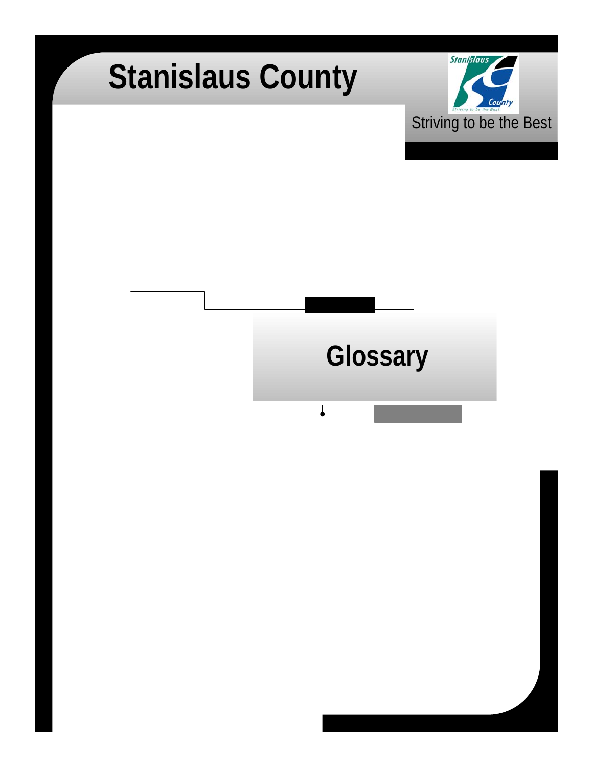# Stanislaus County

Striving to be the Best

## Glossary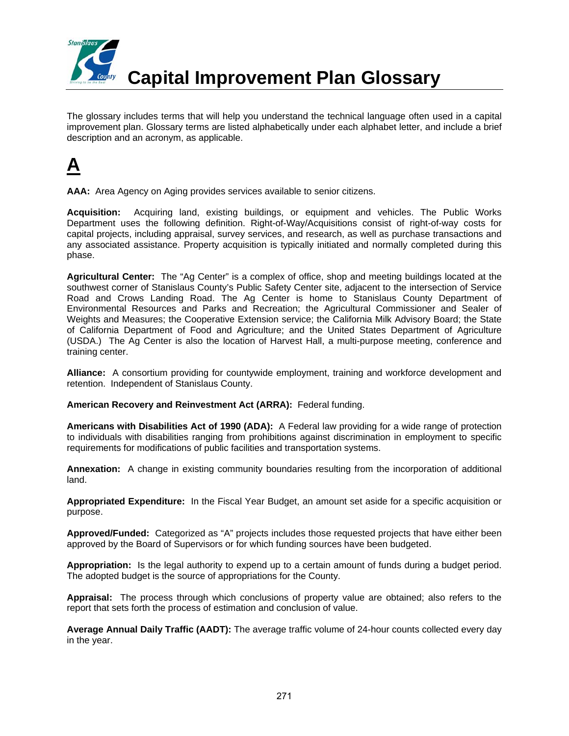# Capital Improvement Plan Glossary

The glossary includes terms that will help you understand the technical language often used in a capital improvement plan. Glossary terms are listed alphabetically under each alphabet letter, and include a brief description and an acronym, as applicable.

## A

**AAA:** Area Agency on Aging provides services available to senior citizens.

**Acquisition:** Acquiring land, existing buildings, or equipment and vehicles. The Public Works Department uses the following definition. Right-of-Way/Acquisitions consist of right-of-way costs for capital projects, including appraisal, survey services, and research, as well as purchase transactions and any associated assistance. Property acquisition is typically initiated and normally completed during this phase.

**Agricultural Center:** The "Ag Center" is a complex of office, shop and meeting buildings located at the southwest corner of Stanislaus County's Public Safety Center site, adjacent to the intersection of Service Road and Crows Landing Road. The Ag Center is home to Stanislaus County Department of Environmental Resources and Parks and Recreation; the Agricultural Commissioner and Sealer of Weights and Measures; the Cooperative Extension service; the California Milk Advisory Board; the State of California Department of Food and Agriculture; and the United States Department of Agriculture (USDA.) The Ag Center is also the location of Harvest Hall, a multi-purpose meeting, conference and training center.

**Alliance:** A consortium providing for countywide employment, training and workforce development and retention. Independent of Stanislaus County.

**American Recovery and Reinvestment Act (ARRA):** Federal funding.

**Americans with Disabilities Act of 1990 (ADA):** A Federal law providing for a wide range of protection to individuals with disabilities ranging from prohibitions against discrimination in employment to specific requirements for modifications of public facilities and transportation systems.

**Annexation:** A change in existing community boundaries resulting from the incorporation of additional land.

**Appropriated Expenditure:** In the Fiscal Year Budget, an amount set aside for a specific acquisition or purpose.

**Approved/Funded:** Categorized as "A" projects includes those requested projects that have either been approved by the Board of Supervisors or for which funding sources have been budgeted.

**Appropriation:** Is the legal authority to expend up to a certain amount of funds during a budget period. The adopted budget is the source of appropriations for the County.

**Appraisal:** The process through which conclusions of property value are obtained; also refers to the report that sets forth the process of estimation and conclusion of value.

**Average Annual Daily Traffic (AADT):** The average traffic volume of 24-hour counts collected every day in the year.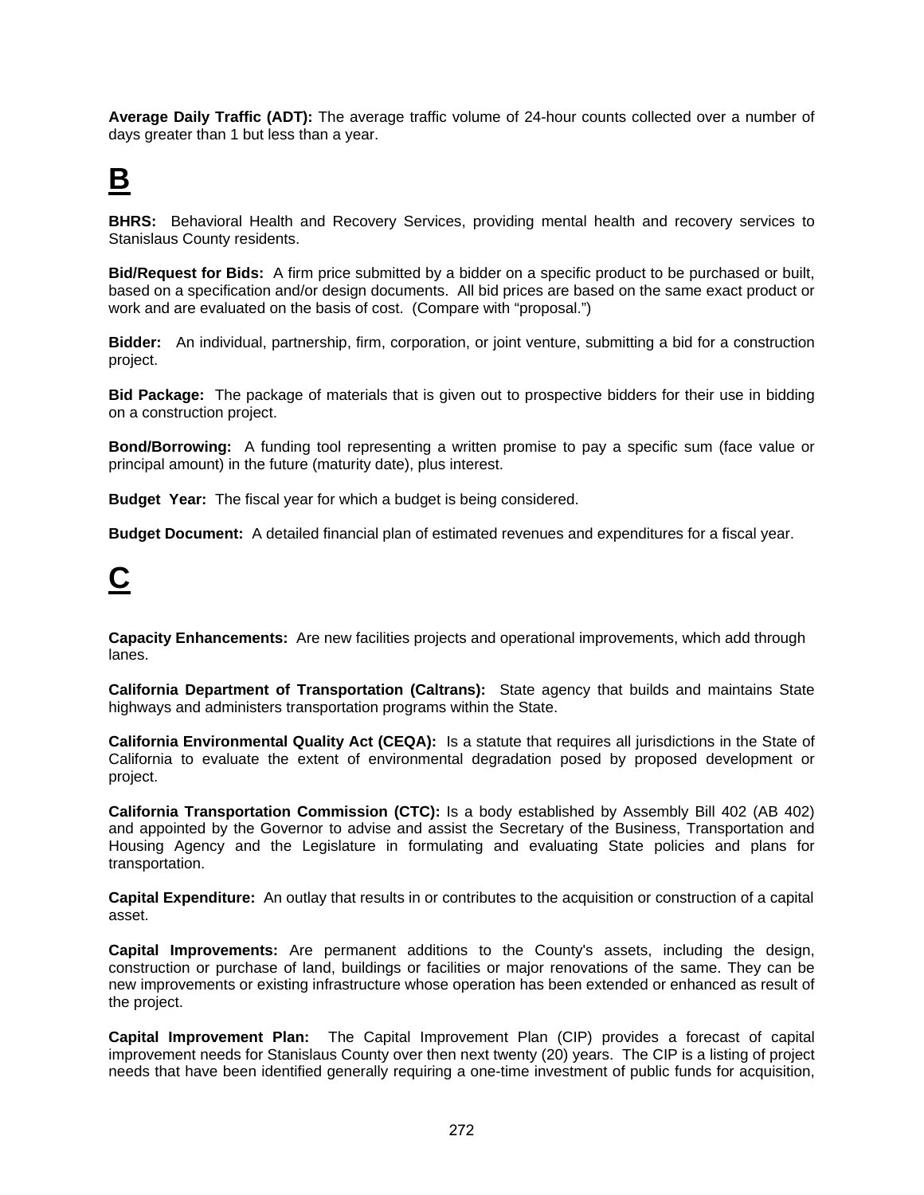**Average Daily Traffic (ADT):** The average traffic volume of 24-hour counts collected over a number of days greater than 1 but less than a year.

# B

**BHRS:** Behavioral Health and Recovery Services, providing mental health and recovery services to Stanislaus County residents.

**Bid/Request for Bids:** A firm price submitted by a bidder on a specific product to be purchased or built, based on a specification and/or design documents. All bid prices are based on the same exact product or work and are evaluated on the basis of cost. (Compare with "proposal.")

**Bidder:** An individual, partnership, firm, corporation, or joint venture, submitting a bid for a construction project.

**Bid Package:** The package of materials that is given out to prospective bidders for their use in bidding on a construction project.

**Bond/Borrowing:** A funding tool representing a written promise to pay a specific sum (face value or principal amount) in the future (maturity date), plus interest.

**Budget Year:** The fiscal year for which a budget is being considered.

**Budget Document:** A detailed financial plan of estimated revenues and expenditures for a fiscal year.

# C

**Capacity Enhancements:** Are new facilities projects and operational improvements, which add through lanes.

**California Department of Transportation (Caltrans):** State agency that builds and maintains State highways and administers transportation programs within the State.

**California Environmental Quality Act (CEQA):** Is a statute that requires all jurisdictions in the State of California to evaluate the extent of environmental degradation posed by proposed development or project.

**California Transportation Commission (CTC):** Is a body established by Assembly Bill 402 (AB 402) and appointed by the Governor to advise and assist the Secretary of the Business, Transportation and Housing Agency and the Legislature in formulating and evaluating State policies and plans for transportation.

**Capital Expenditure:** An outlay that results in or contributes to the acquisition or construction of a capital asset.

**Capital Improvements:** Are permanent additions to the County's assets, including the design, construction or purchase of land, buildings or facilities or major renovations of the same. They can be new improvements or existing infrastructure whose operation has been extended or enhanced as result of the project.

**Capital Improvement Plan:** The Capital Improvement Plan (CIP) provides a forecast of capital improvement needs for Stanislaus County over then next twenty (20) years. The CIP is a listing of project needs that have been identified generally requiring a one-time investment of public funds for acquisition,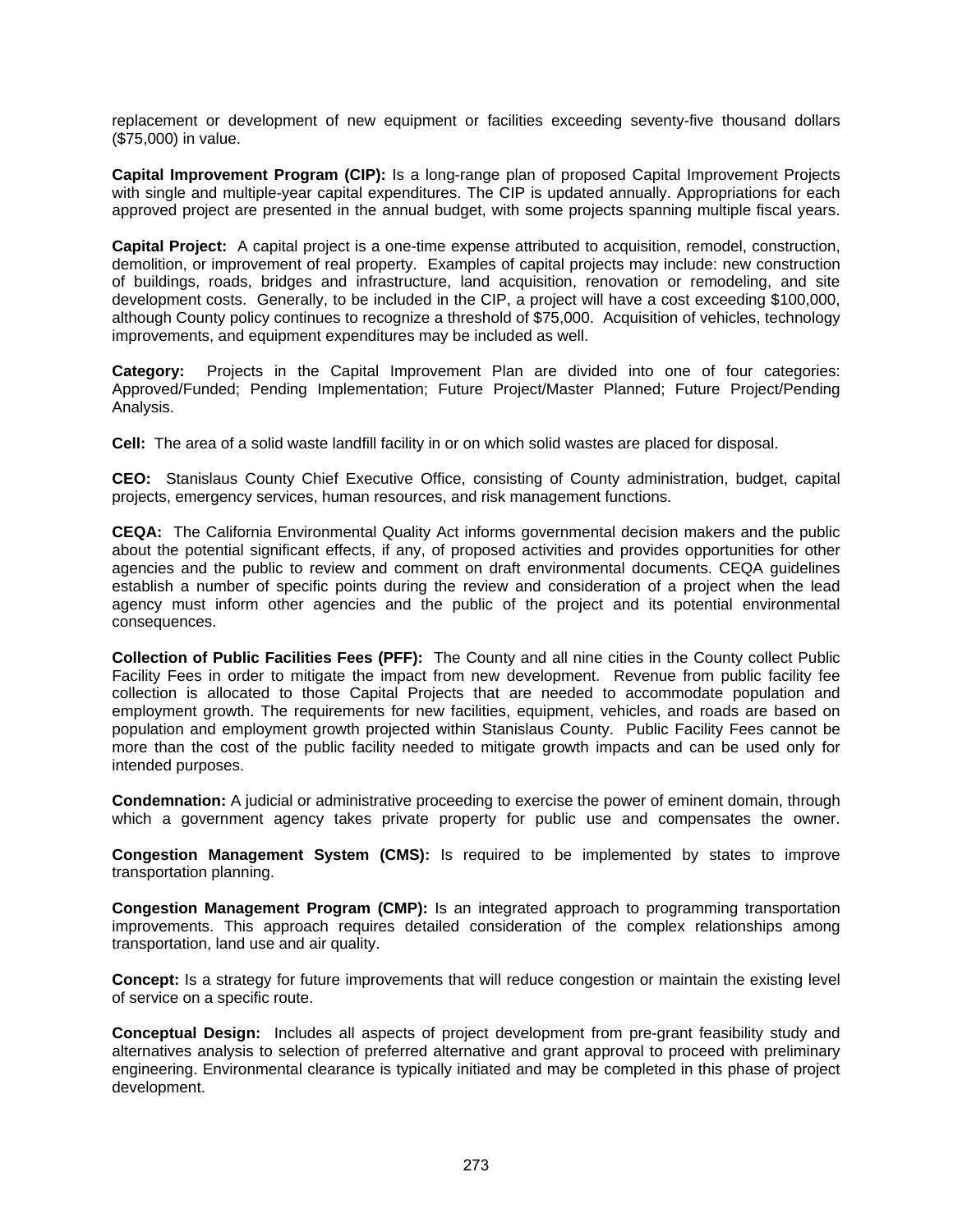replacement or development of new equipment or facilities exceeding seventy-five thousand dollars ($75,000) in value.

**Capital Improvement Program (CIP):** Is a long-range plan of proposed Capital Improvement Projects with single and multiple-year capital expenditures. The CIP is updated annually. Appropriations for each approved project are presented in the annual budget, with some projects spanning multiple fiscal years.

**Capital Project:** A capital project is a one-time expense attributed to acquisition, remodel, construction, demolition, or improvement of real property. Examples of capital projects may include: new construction of buildings, roads, bridges and infrastructure, land acquisition, renovation or remodeling, and site development costs. Generally, to be included in the CIP, a project will have a cost exceeding $100,000, although County policy continues to recognize a threshold of $75,000. Acquisition of vehicles, technology improvements, and equipment expenditures may be included as well.

**Category:** Projects in the Capital Improvement Plan are divided into one of four categories: Approved/Funded; Pending Implementation; Future Project/Master Planned; Future Project/Pending Analysis.

**Cell:** The area of a solid waste landfill facility in or on which solid wastes are placed for disposal.

**CEO:** Stanislaus County Chief Executive Office, consisting of County administration, budget, capital projects, emergency services, human resources, and risk management functions.

**CEQA:** The California Environmental Quality Act informs governmental decision makers and the public about the potential significant effects, if any, of proposed activities and provides opportunities for other agencies and the public to review and comment on draft environmental documents. CEQA guidelines establish a number of specific points during the review and consideration of a project when the lead agency must inform other agencies and the public of the project and its potential environmental consequences.

**Collection of Public Facilities Fees (PFF):** The County and all nine cities in the County collect Public Facility Fees in order to mitigate the impact from new development. Revenue from public facility fee collection is allocated to those Capital Projects that are needed to accommodate population and employment growth. The requirements for new facilities, equipment, vehicles, and roads are based on population and employment growth projected within Stanislaus County. Public Facility Fees cannot be more than the cost of the public facility needed to mitigate growth impacts and can be used only for intended purposes.

**Condemnation:** A judicial or administrative proceeding to exercise the power of eminent domain, through which a government agency takes private property for public use and compensates the owner.

**Congestion Management System (CMS):** Is required to be implemented by states to improve transportation planning.

**Congestion Management Program (CMP):** Is an integrated approach to programming transportation improvements. This approach requires detailed consideration of the complex relationships among transportation, land use and air quality.

**Concept:** Is a strategy for future improvements that will reduce congestion or maintain the existing level of service on a specific route.

**Conceptual Design:** Includes all aspects of project development from pre-grant feasibility study and alternatives analysis to selection of preferred alternative and grant approval to proceed with preliminary engineering. Environmental clearance is typically initiated and may be completed in this phase of project development.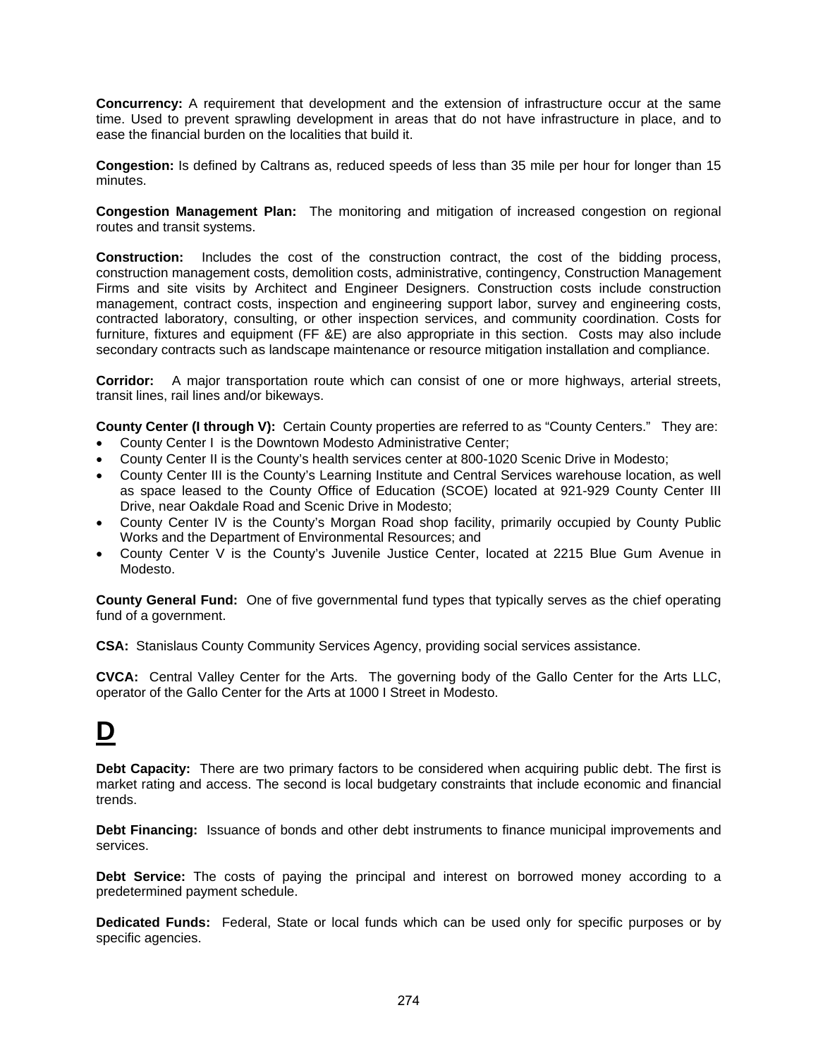**Concurrency:** A requirement that development and the extension of infrastructure occur at the same time. Used to prevent sprawling development in areas that do not have infrastructure in place, and to ease the financial burden on the localities that build it.

**Congestion:** Is defined by Caltrans as, reduced speeds of less than 35 mile per hour for longer than 15 minutes.

**Congestion Management Plan:** The monitoring and mitigation of increased congestion on regional routes and transit systems.

**Construction:** Includes the cost of the construction contract, the cost of the bidding process, construction management costs, demolition costs, administrative, contingency, Construction Management Firms and site visits by Architect and Engineer Designers. Construction costs include construction management, contract costs, inspection and engineering support labor, survey and engineering costs, contracted laboratory, consulting, or other inspection services, and community coordination. Costs for furniture, fixtures and equipment (FF &E) are also appropriate in this section. Costs may also include secondary contracts such as landscape maintenance or resource mitigation installation and compliance.

**Corridor:** A major transportation route which can consist of one or more highways, arterial streets, transit lines, rail lines and/or bikeways.

**County Center (I through V):** Certain County properties are referred to as "County Centers." They are:

- County Center I is the Downtown Modesto Administrative Center;
- County Center II is the County's health services center at 800-1020 Scenic Drive in Modesto;
- County Center III is the County's Learning Institute and Central Services warehouse location, as well as space leased to the County Office of Education (SCOE) located at 921-929 County Center III Drive, near Oakdale Road and Scenic Drive in Modesto;
- County Center IV is the County's Morgan Road shop facility, primarily occupied by County Public Works and the Department of Environmental Resources; and
- County Center V is the County's Juvenile Justice Center, located at 2215 Blue Gum Avenue in Modesto.

**County General Fund:** One of five governmental fund types that typically serves as the chief operating fund of a government.

**CSA:** Stanislaus County Community Services Agency, providing social services assistance.

**CVCA:** Central Valley Center for the Arts. The governing body of the Gallo Center for the Arts LLC, operator of the Gallo Center for the Arts at 1000 I Street in Modesto.

# D

**Debt Capacity:** There are two primary factors to be considered when acquiring public debt. The first is market rating and access. The second is local budgetary constraints that include economic and financial trends.

**Debt Financing:** Issuance of bonds and other debt instruments to finance municipal improvements and services.

**Debt Service:** The costs of paying the principal and interest on borrowed money according to a predetermined payment schedule.

**Dedicated Funds:** Federal, State or local funds which can be used only for specific purposes or by specific agencies.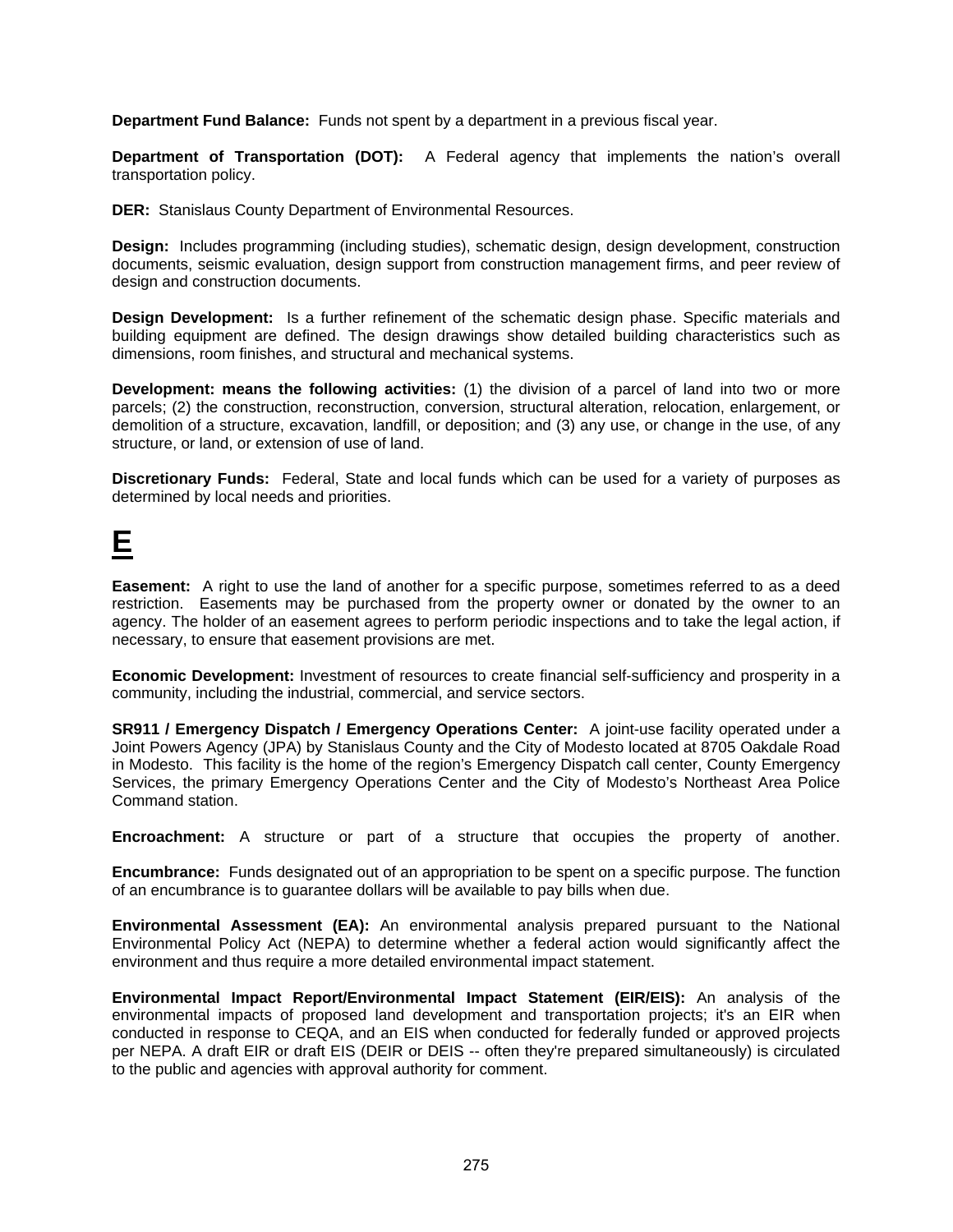**Department Fund Balance:** Funds not spent by a department in a previous fiscal year.

**Department of Transportation (DOT):** A Federal agency that implements the nation's overall transportation policy.

**DER:** Stanislaus County Department of Environmental Resources.

**Design:** Includes programming (including studies), schematic design, design development, construction documents, seismic evaluation, design support from construction management firms, and peer review of design and construction documents.

**Design Development:** Is a further refinement of the schematic design phase. Specific materials and building equipment are defined. The design drawings show detailed building characteristics such as dimensions, room finishes, and structural and mechanical systems.

**Development: means the following activities:** (1) the division of a parcel of land into two or more parcels; (2) the construction, reconstruction, conversion, structural alteration, relocation, enlargement, or demolition of a structure, excavation, landfill, or deposition; and (3) any use, or change in the use, of any structure, or land, or extension of use of land.

**Discretionary Funds:** Federal, State and local funds which can be used for a variety of purposes as determined by local needs and priorities.

# E

**Easement:** A right to use the land of another for a specific purpose, sometimes referred to as a deed restriction. Easements may be purchased from the property owner or donated by the owner to an agency. The holder of an easement agrees to perform periodic inspections and to take the legal action, if necessary, to ensure that easement provisions are met.

**Economic Development:** Investment of resources to create financial self-sufficiency and prosperity in a community, including the industrial, commercial, and service sectors.

**SR911 / Emergency Dispatch / Emergency Operations Center:** A joint-use facility operated under a Joint Powers Agency (JPA) by Stanislaus County and the City of Modesto located at 8705 Oakdale Road in Modesto. This facility is the home of the region's Emergency Dispatch call center, County Emergency Services, the primary Emergency Operations Center and the City of Modesto's Northeast Area Police Command station.

**Encroachment:** A structure or part of a structure that occupies the property of another.

**Encumbrance:** Funds designated out of an appropriation to be spent on a specific purpose. The function of an encumbrance is to guarantee dollars will be available to pay bills when due.

**Environmental Assessment (EA):** An environmental analysis prepared pursuant to the National Environmental Policy Act (NEPA) to determine whether a federal action would significantly affect the environment and thus require a more detailed environmental impact statement.

**Environmental Impact Report/Environmental Impact Statement (EIR/EIS):** An analysis of the environmental impacts of proposed land development and transportation projects; it's an EIR when conducted in response to CEQA, and an EIS when conducted for federally funded or approved projects per NEPA. A draft EIR or draft EIS (DEIR or DEIS -- often they're prepared simultaneously) is circulated to the public and agencies with approval authority for comment.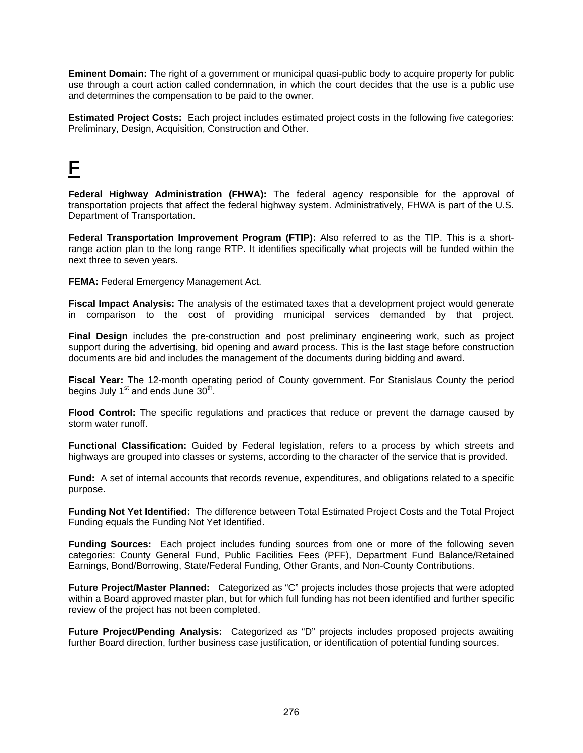**Eminent Domain:** The right of a government or municipal quasi-public body to acquire property for public use through a court action called condemnation, in which the court decides that the use is a public use and determines the compensation to be paid to the owner.

**Estimated Project Costs:** Each project includes estimated project costs in the following five categories: Preliminary, Design, Acquisition, Construction and Other.

# F

**Federal Highway Administration (FHWA):** The federal agency responsible for the approval of transportation projects that affect the federal highway system. Administratively, FHWA is part of the U.S. Department of Transportation.

**Federal Transportation Improvement Program (FTIP):** Also referred to as the TIP. This is a short-range action plan to the long range RTP. It identifies specifically what projects will be funded within the next three to seven years.

**FEMA:** Federal Emergency Management Act.

**Fiscal Impact Analysis:** The analysis of the estimated taxes that a development project would generate in comparison to the cost of providing municipal services demanded by that project.

**Final Design** includes the pre-construction and post preliminary engineering work, such as project support during the advertising, bid opening and award process. This is the last stage before construction documents are bid and includes the management of the documents during bidding and award.

**Fiscal Year:** The 12-month operating period of County government. For Stanislaus County the period begins July 1st and ends June 30th.

**Flood Control:** The specific regulations and practices that reduce or prevent the damage caused by storm water runoff.

**Functional Classification:** Guided by Federal legislation, refers to a process by which streets and highways are grouped into classes or systems, according to the character of the service that is provided.

**Fund:** A set of internal accounts that records revenue, expenditures, and obligations related to a specific purpose.

**Funding Not Yet Identified:** The difference between Total Estimated Project Costs and the Total Project Funding equals the Funding Not Yet Identified.

**Funding Sources:** Each project includes funding sources from one or more of the following seven categories: County General Fund, Public Facilities Fees (PFF), Department Fund Balance/Retained Earnings, Bond/Borrowing, State/Federal Funding, Other Grants, and Non-County Contributions.

**Future Project/Master Planned:** Categorized as "C" projects includes those projects that were adopted within a Board approved master plan, but for which full funding has not been identified and further specific review of the project has not been completed.

**Future Project/Pending Analysis:** Categorized as "D" projects includes proposed projects awaiting further Board direction, further business case justification, or identification of potential funding sources.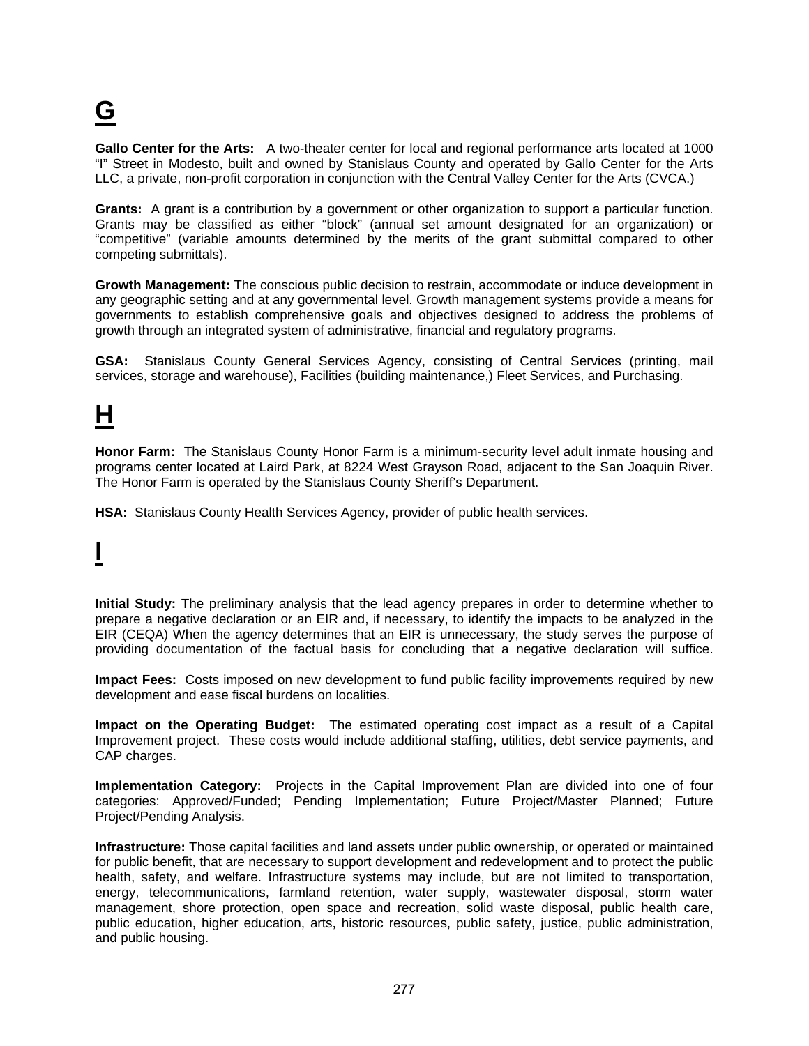# G

**Gallo Center for the Arts:** A two-theater center for local and regional performance arts located at 1000 "I" Street in Modesto, built and owned by Stanislaus County and operated by Gallo Center for the Arts LLC, a private, non-profit corporation in conjunction with the Central Valley Center for the Arts (CVCA.)

**Grants:** A grant is a contribution by a government or other organization to support a particular function. Grants may be classified as either "block" (annual set amount designated for an organization) or "competitive" (variable amounts determined by the merits of the grant submittal compared to other competing submittals).

**Growth Management:** The conscious public decision to restrain, accommodate or induce development in any geographic setting and at any governmental level. Growth management systems provide a means for governments to establish comprehensive goals and objectives designed to address the problems of growth through an integrated system of administrative, financial and regulatory programs.

**GSA:** Stanislaus County General Services Agency, consisting of Central Services (printing, mail services, storage and warehouse), Facilities (building maintenance,) Fleet Services, and Purchasing.

# H

**Honor Farm:** The Stanislaus County Honor Farm is a minimum-security level adult inmate housing and programs center located at Laird Park, at 8224 West Grayson Road, adjacent to the San Joaquin River. The Honor Farm is operated by the Stanislaus County Sheriff's Department.

**HSA:** Stanislaus County Health Services Agency, provider of public health services.

# I

**Initial Study:** The preliminary analysis that the lead agency prepares in order to determine whether to prepare a negative declaration or an EIR and, if necessary, to identify the impacts to be analyzed in the EIR (CEQA) When the agency determines that an EIR is unnecessary, the study serves the purpose of providing documentation of the factual basis for concluding that a negative declaration will suffice.

**Impact Fees:** Costs imposed on new development to fund public facility improvements required by new development and ease fiscal burdens on localities.

**Impact on the Operating Budget:** The estimated operating cost impact as a result of a Capital Improvement project. These costs would include additional staffing, utilities, debt service payments, and CAP charges.

**Implementation Category:** Projects in the Capital Improvement Plan are divided into one of four categories: Approved/Funded; Pending Implementation; Future Project/Master Planned; Future Project/Pending Analysis.

**Infrastructure:** Those capital facilities and land assets under public ownership, or operated or maintained for public benefit, that are necessary to support development and redevelopment and to protect the public health, safety, and welfare. Infrastructure systems may include, but are not limited to transportation, energy, telecommunications, farmland retention, water supply, wastewater disposal, storm water management, shore protection, open space and recreation, solid waste disposal, public health care, public education, higher education, arts, historic resources, public safety, justice, public administration, and public housing.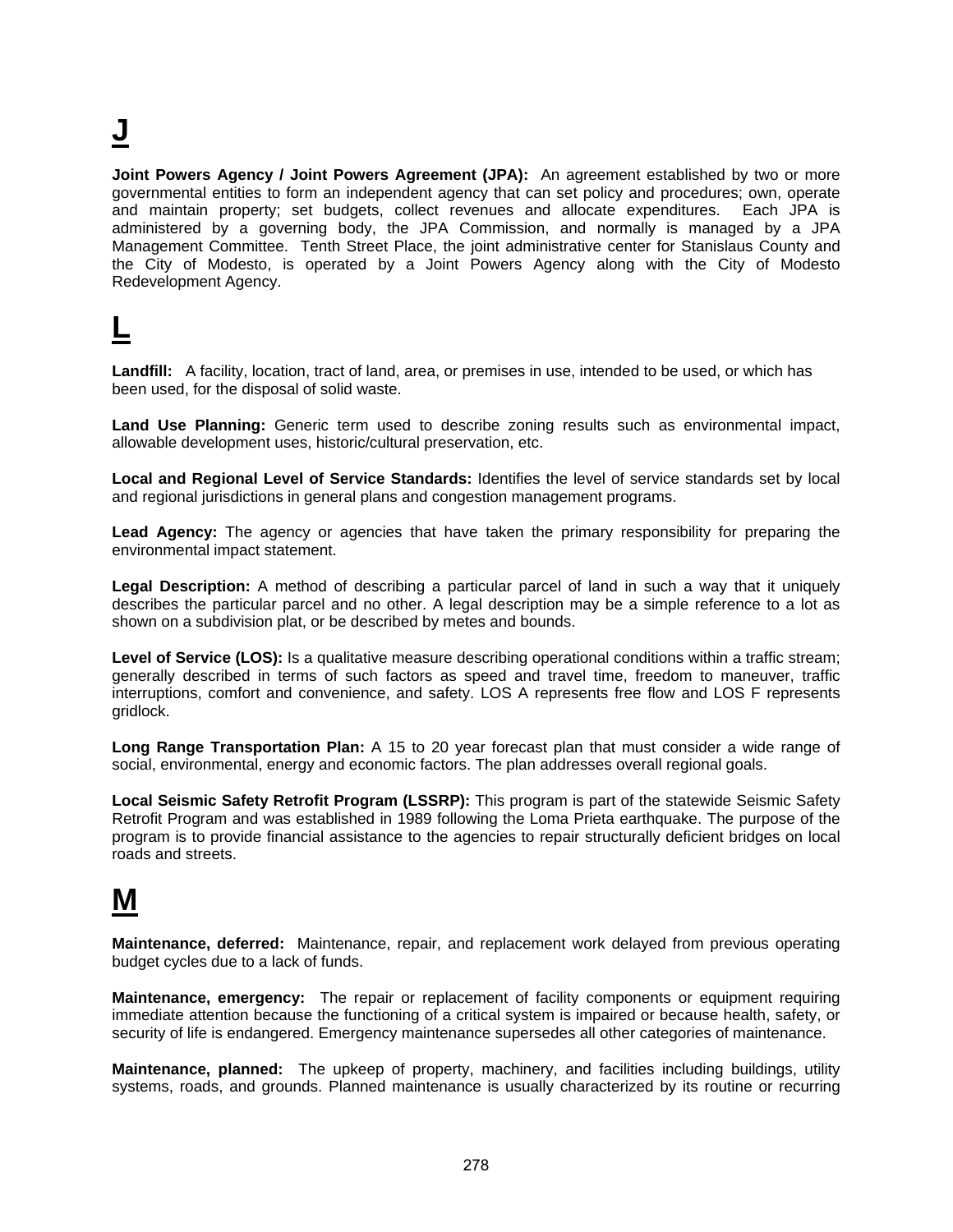# J

**Joint Powers Agency / Joint Powers Agreement (JPA):** An agreement established by two or more governmental entities to form an independent agency that can set policy and procedures; own, operate and maintain property; set budgets, collect revenues and allocate expenditures. Each JPA is administered by a governing body, the JPA Commission, and normally is managed by a JPA Management Committee. Tenth Street Place, the joint administrative center for Stanislaus County and the City of Modesto, is operated by a Joint Powers Agency along with the City of Modesto Redevelopment Agency.

# L

**Landfill:** A facility, location, tract of land, area, or premises in use, intended to be used, or which has been used, for the disposal of solid waste.

**Land Use Planning:** Generic term used to describe zoning results such as environmental impact, allowable development uses, historic/cultural preservation, etc.

**Local and Regional Level of Service Standards:** Identifies the level of service standards set by local and regional jurisdictions in general plans and congestion management programs.

**Lead Agency:** The agency or agencies that have taken the primary responsibility for preparing the environmental impact statement.

**Legal Description:** A method of describing a particular parcel of land in such a way that it uniquely describes the particular parcel and no other. A legal description may be a simple reference to a lot as shown on a subdivision plat, or be described by metes and bounds.

**Level of Service (LOS):** Is a qualitative measure describing operational conditions within a traffic stream; generally described in terms of such factors as speed and travel time, freedom to maneuver, traffic interruptions, comfort and convenience, and safety. LOS A represents free flow and LOS F represents gridlock.

**Long Range Transportation Plan:** A 15 to 20 year forecast plan that must consider a wide range of social, environmental, energy and economic factors. The plan addresses overall regional goals.

**Local Seismic Safety Retrofit Program (LSSRP):** This program is part of the statewide Seismic Safety Retrofit Program and was established in 1989 following the Loma Prieta earthquake. The purpose of the program is to provide financial assistance to the agencies to repair structurally deficient bridges on local roads and streets.

# M

**Maintenance, deferred:** Maintenance, repair, and replacement work delayed from previous operating budget cycles due to a lack of funds.

**Maintenance, emergency:** The repair or replacement of facility components or equipment requiring immediate attention because the functioning of a critical system is impaired or because health, safety, or security of life is endangered. Emergency maintenance supersedes all other categories of maintenance.

**Maintenance, planned:** The upkeep of property, machinery, and facilities including buildings, utility systems, roads, and grounds. Planned maintenance is usually characterized by its routine or recurring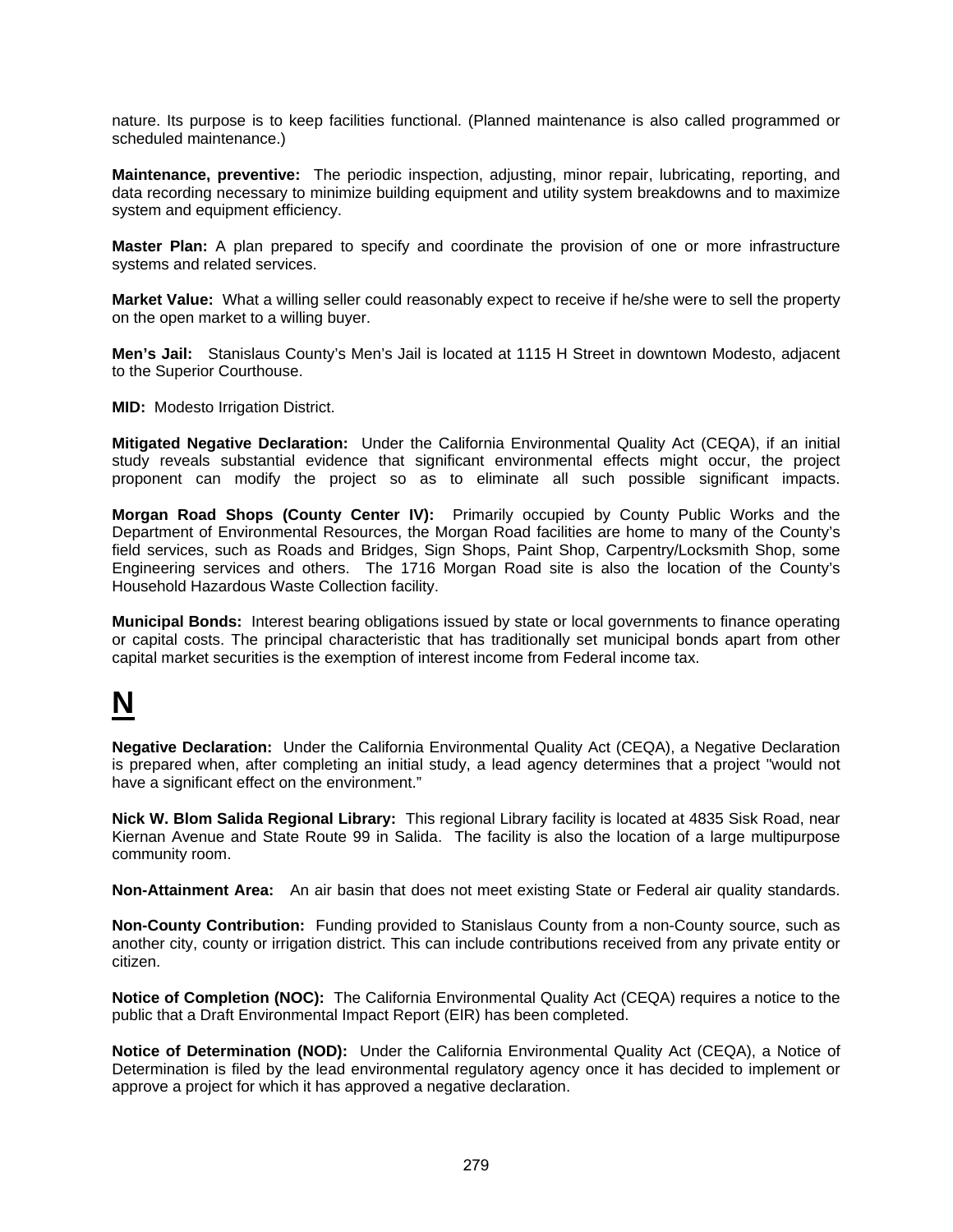nature. Its purpose is to keep facilities functional. (Planned maintenance is also called programmed or scheduled maintenance.)

**Maintenance, preventive:** The periodic inspection, adjusting, minor repair, lubricating, reporting, and data recording necessary to minimize building equipment and utility system breakdowns and to maximize system and equipment efficiency.

**Master Plan:** A plan prepared to specify and coordinate the provision of one or more infrastructure systems and related services.

**Market Value:** What a willing seller could reasonably expect to receive if he/she were to sell the property on the open market to a willing buyer.

**Men's Jail:** Stanislaus County's Men's Jail is located at 1115 H Street in downtown Modesto, adjacent to the Superior Courthouse.

**MID:** Modesto Irrigation District.

**Mitigated Negative Declaration:** Under the California Environmental Quality Act (CEQA), if an initial study reveals substantial evidence that significant environmental effects might occur, the project proponent can modify the project so as to eliminate all such possible significant impacts.

**Morgan Road Shops (County Center IV):** Primarily occupied by County Public Works and the Department of Environmental Resources, the Morgan Road facilities are home to many of the County's field services, such as Roads and Bridges, Sign Shops, Paint Shop, Carpentry/Locksmith Shop, some Engineering services and others. The 1716 Morgan Road site is also the location of the County's Household Hazardous Waste Collection facility.

**Municipal Bonds:** Interest bearing obligations issued by state or local governments to finance operating or capital costs. The principal characteristic that has traditionally set municipal bonds apart from other capital market securities is the exemption of interest income from Federal income tax.

# N

**Negative Declaration:** Under the California Environmental Quality Act (CEQA), a Negative Declaration is prepared when, after completing an initial study, a lead agency determines that a project "would not have a significant effect on the environment."

**Nick W. Blom Salida Regional Library:** This regional Library facility is located at 4835 Sisk Road, near Kiernan Avenue and State Route 99 in Salida. The facility is also the location of a large multipurpose community room.

**Non-Attainment Area:** An air basin that does not meet existing State or Federal air quality standards.

**Non-County Contribution:** Funding provided to Stanislaus County from a non-County source, such as another city, county or irrigation district. This can include contributions received from any private entity or citizen.

**Notice of Completion (NOC):** The California Environmental Quality Act (CEQA) requires a notice to the public that a Draft Environmental Impact Report (EIR) has been completed.

**Notice of Determination (NOD):** Under the California Environmental Quality Act (CEQA), a Notice of Determination is filed by the lead environmental regulatory agency once it has decided to implement or approve a project for which it has approved a negative declaration.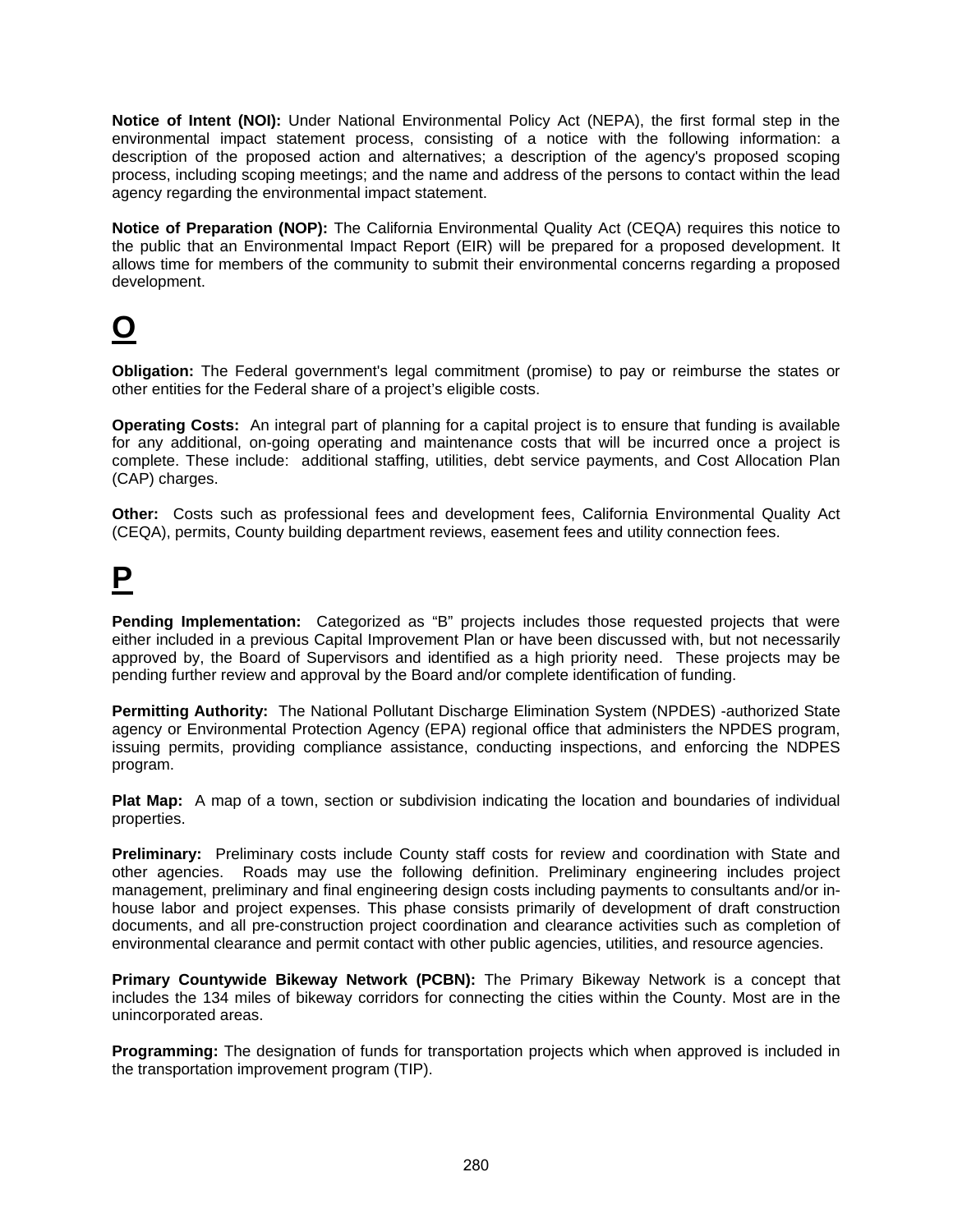**Notice of Intent (NOI):** Under National Environmental Policy Act (NEPA), the first formal step in the environmental impact statement process, consisting of a notice with the following information: a description of the proposed action and alternatives; a description of the agency's proposed scoping process, including scoping meetings; and the name and address of the persons to contact within the lead agency regarding the environmental impact statement.

**Notice of Preparation (NOP):** The California Environmental Quality Act (CEQA) requires this notice to the public that an Environmental Impact Report (EIR) will be prepared for a proposed development. It allows time for members of the community to submit their environmental concerns regarding a proposed development.

# O

**Obligation:** The Federal government's legal commitment (promise) to pay or reimburse the states or other entities for the Federal share of a project's eligible costs.

**Operating Costs:** An integral part of planning for a capital project is to ensure that funding is available for any additional, on-going operating and maintenance costs that will be incurred once a project is complete. These include: additional staffing, utilities, debt service payments, and Cost Allocation Plan (CAP) charges.

**Other:** Costs such as professional fees and development fees, California Environmental Quality Act (CEQA), permits, County building department reviews, easement fees and utility connection fees.

# P

**Pending Implementation:** Categorized as "B" projects includes those requested projects that were either included in a previous Capital Improvement Plan or have been discussed with, but not necessarily approved by, the Board of Supervisors and identified as a high priority need. These projects may be pending further review and approval by the Board and/or complete identification of funding.

**Permitting Authority:** The National Pollutant Discharge Elimination System (NPDES) -authorized State agency or Environmental Protection Agency (EPA) regional office that administers the NPDES program, issuing permits, providing compliance assistance, conducting inspections, and enforcing the NDPES program.

**Plat Map:** A map of a town, section or subdivision indicating the location and boundaries of individual properties.

**Preliminary:** Preliminary costs include County staff costs for review and coordination with State and other agencies. Roads may use the following definition. Preliminary engineering includes project management, preliminary and final engineering design costs including payments to consultants and/or in-house labor and project expenses. This phase consists primarily of development of draft construction documents, and all pre-construction project coordination and clearance activities such as completion of environmental clearance and permit contact with other public agencies, utilities, and resource agencies.

**Primary Countywide Bikeway Network (PCBN):** The Primary Bikeway Network is a concept that includes the 134 miles of bikeway corridors for connecting the cities within the County. Most are in the unincorporated areas.

**Programming:** The designation of funds for transportation projects which when approved is included in the transportation improvement program (TIP).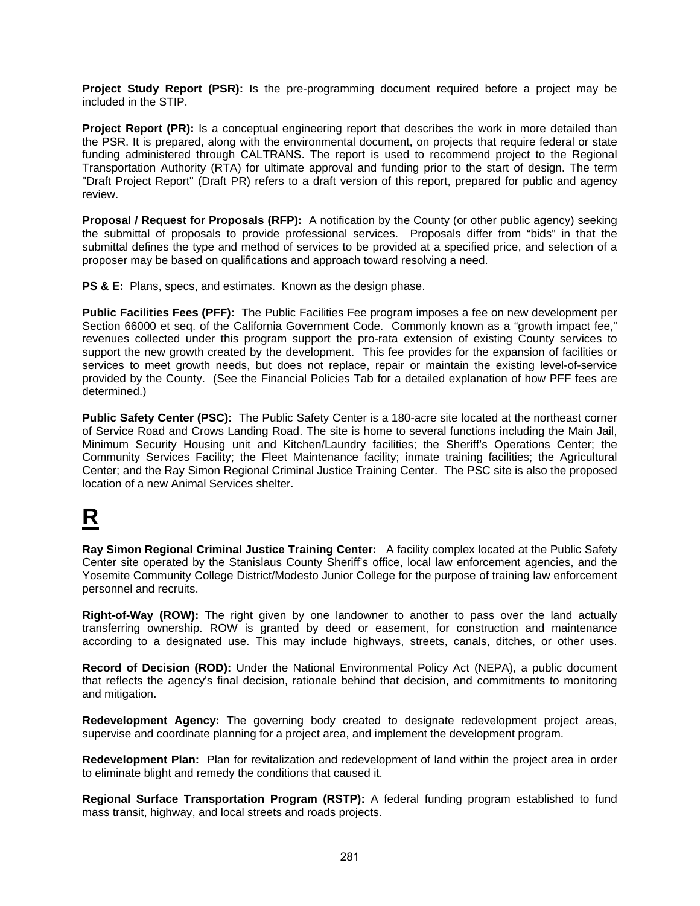**Project Study Report (PSR):** Is the pre-programming document required before a project may be included in the STIP.

**Project Report (PR):** Is a conceptual engineering report that describes the work in more detailed than the PSR. It is prepared, along with the environmental document, on projects that require federal or state funding administered through CALTRANS. The report is used to recommend project to the Regional Transportation Authority (RTA) for ultimate approval and funding prior to the start of design. The term "Draft Project Report" (Draft PR) refers to a draft version of this report, prepared for public and agency review.

**Proposal / Request for Proposals (RFP):** A notification by the County (or other public agency) seeking the submittal of proposals to provide professional services. Proposals differ from "bids" in that the submittal defines the type and method of services to be provided at a specified price, and selection of a proposer may be based on qualifications and approach toward resolving a need.

**PS & E:** Plans, specs, and estimates. Known as the design phase.

**Public Facilities Fees (PFF):** The Public Facilities Fee program imposes a fee on new development per Section 66000 et seq. of the California Government Code. Commonly known as a "growth impact fee," revenues collected under this program support the pro-rata extension of existing County services to support the new growth created by the development. This fee provides for the expansion of facilities or services to meet growth needs, but does not replace, repair or maintain the existing level-of-service provided by the County. (See the Financial Policies Tab for a detailed explanation of how PFF fees are determined.)

**Public Safety Center (PSC):** The Public Safety Center is a 180-acre site located at the northeast corner of Service Road and Crows Landing Road. The site is home to several functions including the Main Jail, Minimum Security Housing unit and Kitchen/Laundry facilities; the Sheriff's Operations Center; the Community Services Facility; the Fleet Maintenance facility; inmate training facilities; the Agricultural Center; and the Ray Simon Regional Criminal Justice Training Center. The PSC site is also the proposed location of a new Animal Services shelter.

# R

**Ray Simon Regional Criminal Justice Training Center:** A facility complex located at the Public Safety Center site operated by the Stanislaus County Sheriff's office, local law enforcement agencies, and the Yosemite Community College District/Modesto Junior College for the purpose of training law enforcement personnel and recruits.

**Right-of-Way (ROW):** The right given by one landowner to another to pass over the land actually transferring ownership. ROW is granted by deed or easement, for construction and maintenance according to a designated use. This may include highways, streets, canals, ditches, or other uses.

**Record of Decision (ROD):** Under the National Environmental Policy Act (NEPA), a public document that reflects the agency's final decision, rationale behind that decision, and commitments to monitoring and mitigation.

**Redevelopment Agency:** The governing body created to designate redevelopment project areas, supervise and coordinate planning for a project area, and implement the development program.

**Redevelopment Plan:** Plan for revitalization and redevelopment of land within the project area in order to eliminate blight and remedy the conditions that caused it.

**Regional Surface Transportation Program (RSTP):** A federal funding program established to fund mass transit, highway, and local streets and roads projects.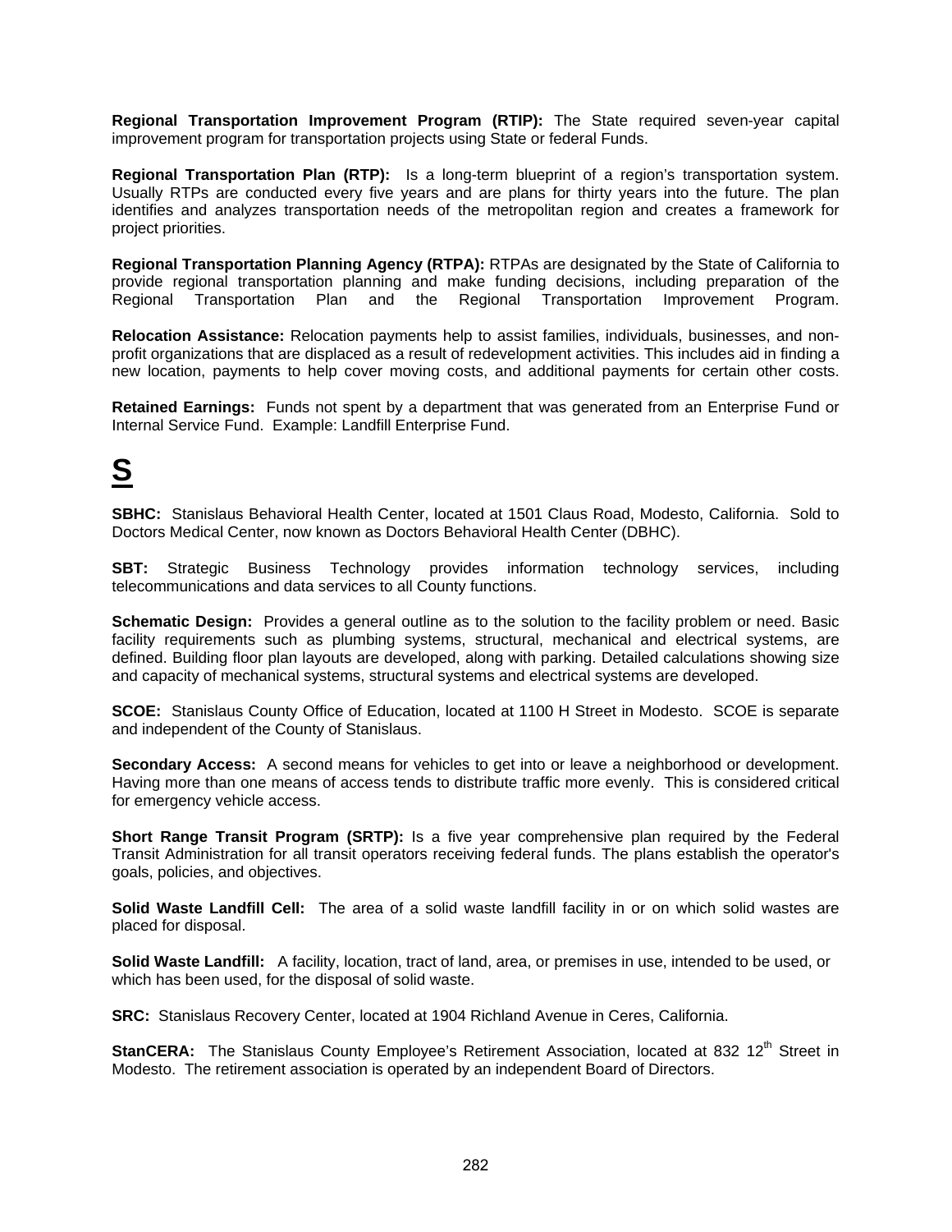**Regional Transportation Improvement Program (RTIP):** The State required seven-year capital improvement program for transportation projects using State or federal Funds.

**Regional Transportation Plan (RTP):** Is a long-term blueprint of a region's transportation system. Usually RTPs are conducted every five years and are plans for thirty years into the future. The plan identifies and analyzes transportation needs of the metropolitan region and creates a framework for project priorities.

**Regional Transportation Planning Agency (RTPA):** RTPAs are designated by the State of California to provide regional transportation planning and make funding decisions, including preparation of the Regional Transportation Plan and the Regional Transportation Improvement Program.

**Relocation Assistance:** Relocation payments help to assist families, individuals, businesses, and non-profit organizations that are displaced as a result of redevelopment activities. This includes aid in finding a new location, payments to help cover moving costs, and additional payments for certain other costs.

**Retained Earnings:** Funds not spent by a department that was generated from an Enterprise Fund or Internal Service Fund. Example: Landfill Enterprise Fund.

# S

**SBHC:** Stanislaus Behavioral Health Center, located at 1501 Claus Road, Modesto, California. Sold to Doctors Medical Center, now known as Doctors Behavioral Health Center (DBHC).

**SBT:** Strategic Business Technology provides information technology services, including telecommunications and data services to all County functions.

**Schematic Design:** Provides a general outline as to the solution to the facility problem or need. Basic facility requirements such as plumbing systems, structural, mechanical and electrical systems, are defined. Building floor plan layouts are developed, along with parking. Detailed calculations showing size and capacity of mechanical systems, structural systems and electrical systems are developed.

**SCOE:** Stanislaus County Office of Education, located at 1100 H Street in Modesto. SCOE is separate and independent of the County of Stanislaus.

**Secondary Access:** A second means for vehicles to get into or leave a neighborhood or development. Having more than one means of access tends to distribute traffic more evenly. This is considered critical for emergency vehicle access.

**Short Range Transit Program (SRTP):** Is a five year comprehensive plan required by the Federal Transit Administration for all transit operators receiving federal funds. The plans establish the operator's goals, policies, and objectives.

**Solid Waste Landfill Cell:** The area of a solid waste landfill facility in or on which solid wastes are placed for disposal.

**Solid Waste Landfill:** A facility, location, tract of land, area, or premises in use, intended to be used, or which has been used, for the disposal of solid waste.

**SRC:** Stanislaus Recovery Center, located at 1904 Richland Avenue in Ceres, California.

**StanCERA:** The Stanislaus County Employee's Retirement Association, located at 832 12th Street in Modesto. The retirement association is operated by an independent Board of Directors.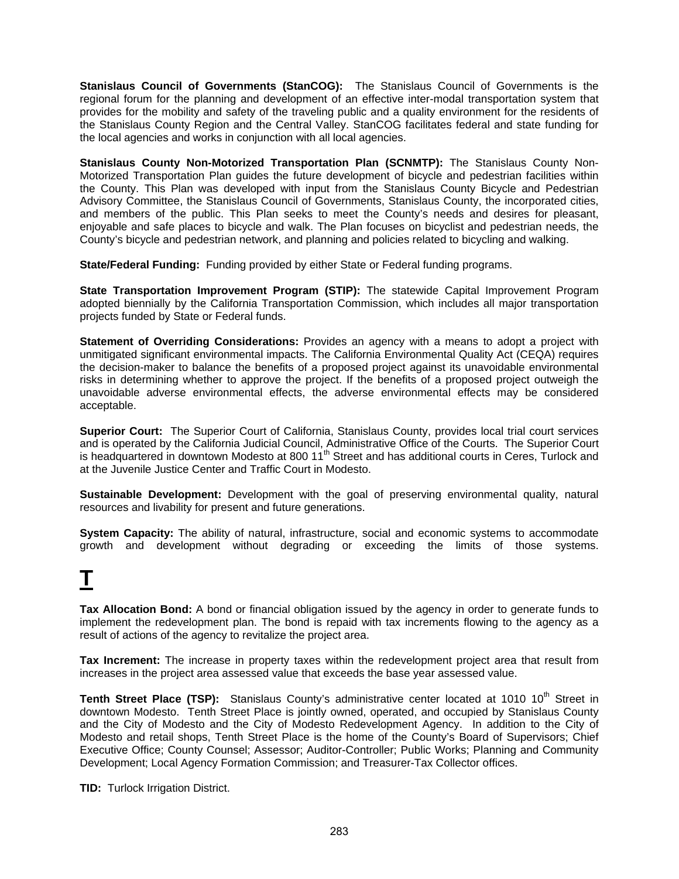**Stanislaus Council of Governments (StanCOG):** The Stanislaus Council of Governments is the regional forum for the planning and development of an effective inter-modal transportation system that provides for the mobility and safety of the traveling public and a quality environment for the residents of the Stanislaus County Region and the Central Valley. StanCOG facilitates federal and state funding for the local agencies and works in conjunction with all local agencies.

**Stanislaus County Non-Motorized Transportation Plan (SCNMTP):** The Stanislaus County Non-Motorized Transportation Plan guides the future development of bicycle and pedestrian facilities within the County. This Plan was developed with input from the Stanislaus County Bicycle and Pedestrian Advisory Committee, the Stanislaus Council of Governments, Stanislaus County, the incorporated cities, and members of the public. This Plan seeks to meet the County's needs and desires for pleasant, enjoyable and safe places to bicycle and walk. The Plan focuses on bicyclist and pedestrian needs, the County's bicycle and pedestrian network, and planning and policies related to bicycling and walking.

**State/Federal Funding:** Funding provided by either State or Federal funding programs.

**State Transportation Improvement Program (STIP):** The statewide Capital Improvement Program adopted biennially by the California Transportation Commission, which includes all major transportation projects funded by State or Federal funds.

**Statement of Overriding Considerations:** Provides an agency with a means to adopt a project with unmitigated significant environmental impacts. The California Environmental Quality Act (CEQA) requires the decision-maker to balance the benefits of a proposed project against its unavoidable environmental risks in determining whether to approve the project. If the benefits of a proposed project outweigh the unavoidable adverse environmental effects, the adverse environmental effects may be considered acceptable.

**Superior Court:** The Superior Court of California, Stanislaus County, provides local trial court services and is operated by the California Judicial Council, Administrative Office of the Courts. The Superior Court is headquartered in downtown Modesto at 800 11th Street and has additional courts in Ceres, Turlock and at the Juvenile Justice Center and Traffic Court in Modesto.

**Sustainable Development:** Development with the goal of preserving environmental quality, natural resources and livability for present and future generations.

**System Capacity:** The ability of natural, infrastructure, social and economic systems to accommodate growth and development without degrading or exceeding the limits of those systems.

# T

**Tax Allocation Bond:** A bond or financial obligation issued by the agency in order to generate funds to implement the redevelopment plan. The bond is repaid with tax increments flowing to the agency as a result of actions of the agency to revitalize the project area.

**Tax Increment:** The increase in property taxes within the redevelopment project area that result from increases in the project area assessed value that exceeds the base year assessed value.

**Tenth Street Place (TSP):** Stanislaus County's administrative center located at 1010 10th Street in downtown Modesto. Tenth Street Place is jointly owned, operated, and occupied by Stanislaus County and the City of Modesto and the City of Modesto Redevelopment Agency. In addition to the City of Modesto and retail shops, Tenth Street Place is the home of the County's Board of Supervisors; Chief Executive Office; County Counsel; Assessor; Auditor-Controller; Public Works; Planning and Community Development; Local Agency Formation Commission; and Treasurer-Tax Collector offices.

**TID:** Turlock Irrigation District.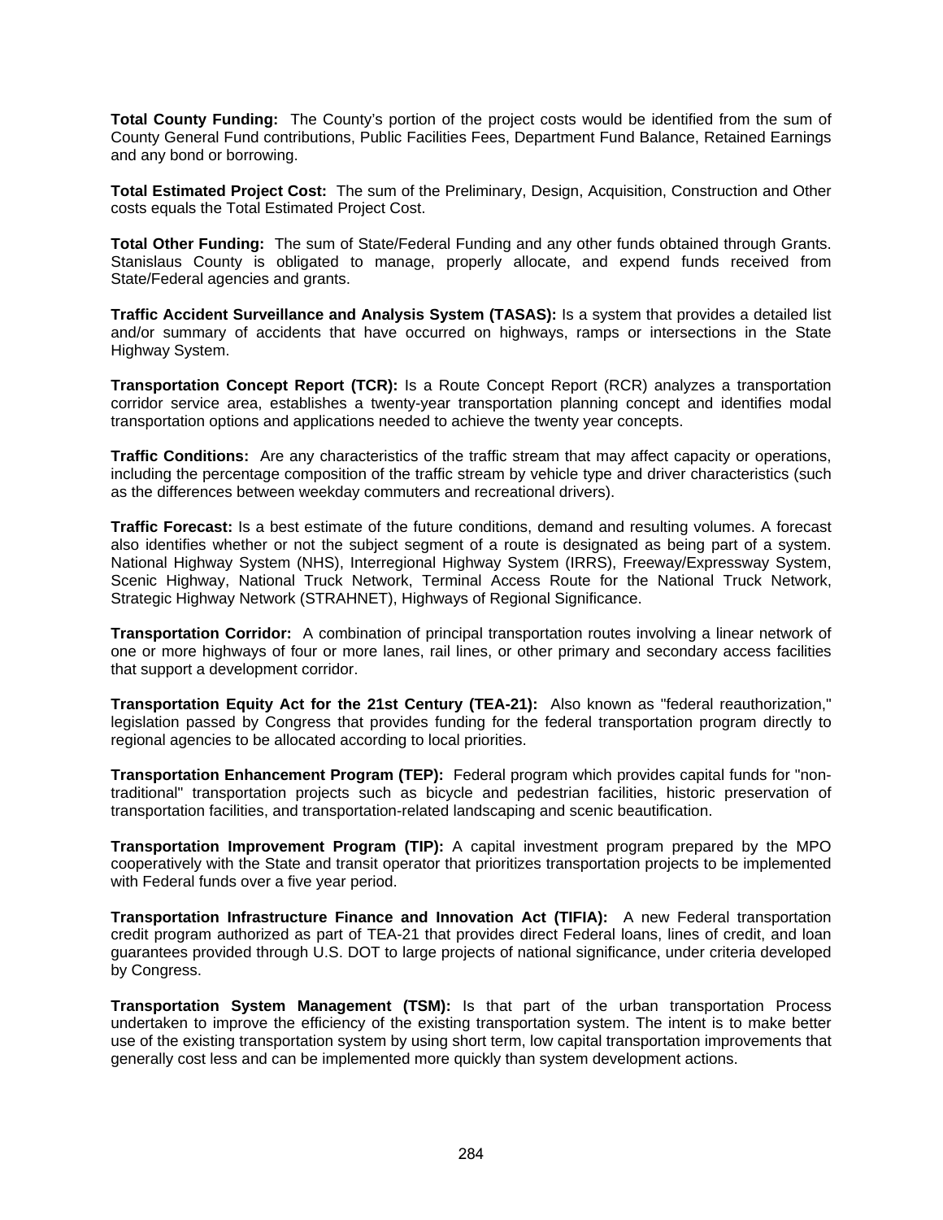**Total County Funding:** The County's portion of the project costs would be identified from the sum of County General Fund contributions, Public Facilities Fees, Department Fund Balance, Retained Earnings and any bond or borrowing.

**Total Estimated Project Cost:** The sum of the Preliminary, Design, Acquisition, Construction and Other costs equals the Total Estimated Project Cost.

**Total Other Funding:** The sum of State/Federal Funding and any other funds obtained through Grants. Stanislaus County is obligated to manage, properly allocate, and expend funds received from State/Federal agencies and grants.

**Traffic Accident Surveillance and Analysis System (TASAS):** Is a system that provides a detailed list and/or summary of accidents that have occurred on highways, ramps or intersections in the State Highway System.

**Transportation Concept Report (TCR):** Is a Route Concept Report (RCR) analyzes a transportation corridor service area, establishes a twenty-year transportation planning concept and identifies modal transportation options and applications needed to achieve the twenty year concepts.

**Traffic Conditions:** Are any characteristics of the traffic stream that may affect capacity or operations, including the percentage composition of the traffic stream by vehicle type and driver characteristics (such as the differences between weekday commuters and recreational drivers).

**Traffic Forecast:** Is a best estimate of the future conditions, demand and resulting volumes. A forecast also identifies whether or not the subject segment of a route is designated as being part of a system. National Highway System (NHS), Interregional Highway System (IRRS), Freeway/Expressway System, Scenic Highway, National Truck Network, Terminal Access Route for the National Truck Network, Strategic Highway Network (STRAHNET), Highways of Regional Significance.

**Transportation Corridor:** A combination of principal transportation routes involving a linear network of one or more highways of four or more lanes, rail lines, or other primary and secondary access facilities that support a development corridor.

**Transportation Equity Act for the 21st Century (TEA-21):** Also known as "federal reauthorization," legislation passed by Congress that provides funding for the federal transportation program directly to regional agencies to be allocated according to local priorities.

**Transportation Enhancement Program (TEP):** Federal program which provides capital funds for "non-traditional" transportation projects such as bicycle and pedestrian facilities, historic preservation of transportation facilities, and transportation-related landscaping and scenic beautification.

**Transportation Improvement Program (TIP):** A capital investment program prepared by the MPO cooperatively with the State and transit operator that prioritizes transportation projects to be implemented with Federal funds over a five year period.

**Transportation Infrastructure Finance and Innovation Act (TIFIA):** A new Federal transportation credit program authorized as part of TEA-21 that provides direct Federal loans, lines of credit, and loan guarantees provided through U.S. DOT to large projects of national significance, under criteria developed by Congress.

**Transportation System Management (TSM):** Is that part of the urban transportation Process undertaken to improve the efficiency of the existing transportation system. The intent is to make better use of the existing transportation system by using short term, low capital transportation improvements that generally cost less and can be implemented more quickly than system development actions.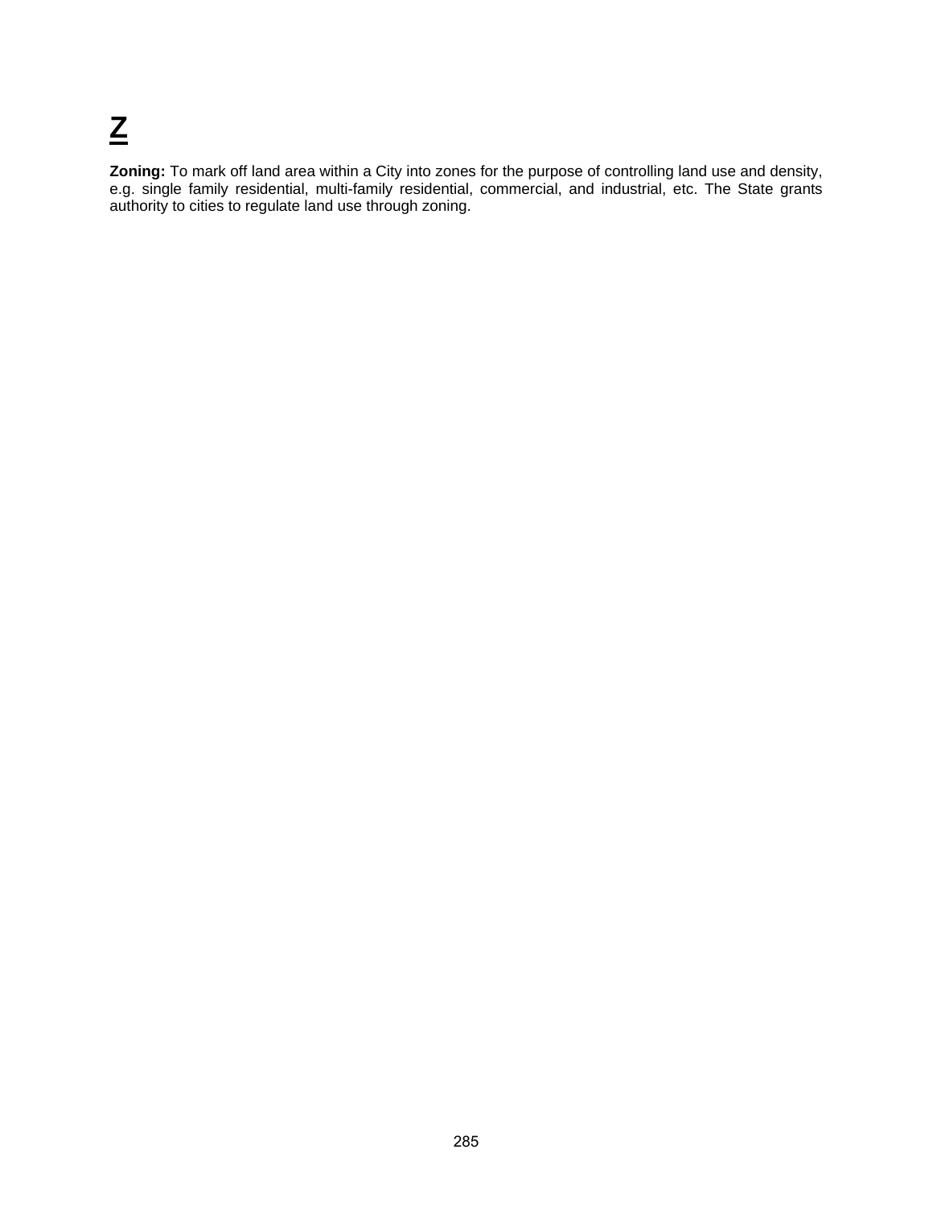# Z

**Zoning:** To mark off land area within a City into zones for the purpose of controlling land use and density, e.g. single family residential, multi-family residential, commercial, and industrial, etc. The State grants authority to cities to regulate land use through zoning.